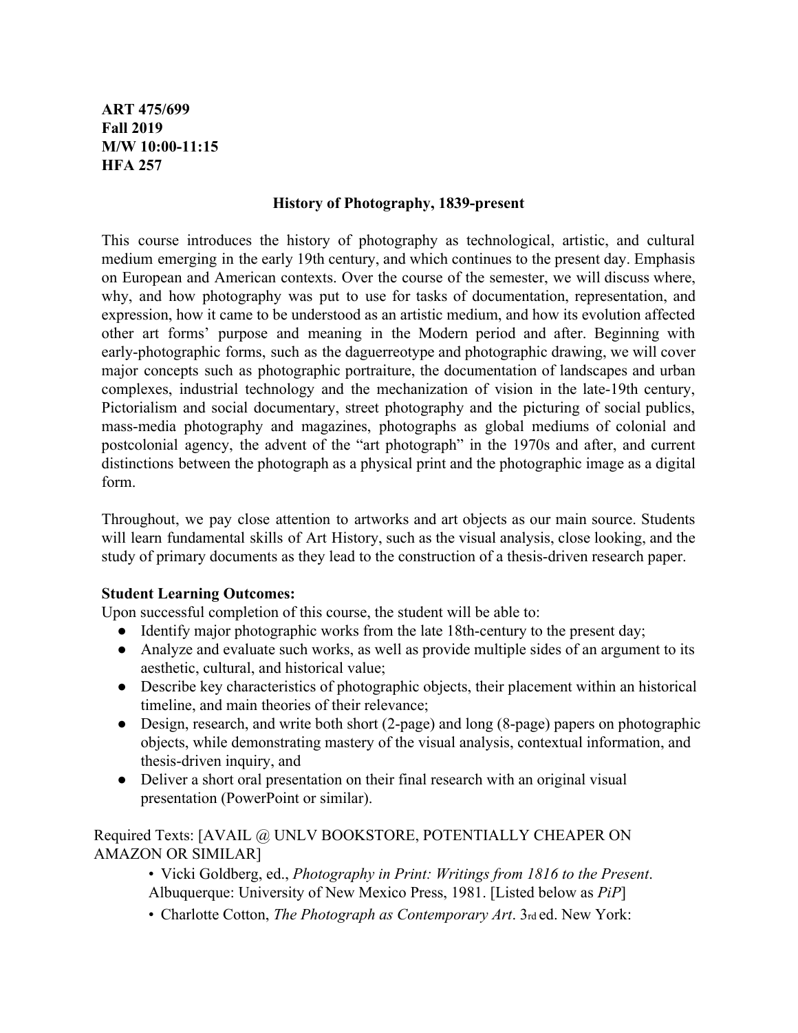**ART 475/699**
**Fall 2019**
**M/W 10:00-11:15**
**HFA 257**

## History of Photography, 1839-present

This course introduces the history of photography as technological, artistic, and cultural medium emerging in the early 19th century, and which continues to the present day. Emphasis on European and American contexts. Over the course of the semester, we will discuss where, why, and how photography was put to use for tasks of documentation, representation, and expression, how it came to be understood as an artistic medium, and how its evolution affected other art forms' purpose and meaning in the Modern period and after. Beginning with early-photographic forms, such as the daguerreotype and photographic drawing, we will cover major concepts such as photographic portraiture, the documentation of landscapes and urban complexes, industrial technology and the mechanization of vision in the late-19th century, Pictorialism and social documentary, street photography and the picturing of social publics, mass-media photography and magazines, photographs as global mediums of colonial and postcolonial agency, the advent of the "art photograph" in the 1970s and after, and current distinctions between the photograph as a physical print and the photographic image as a digital form.

Throughout, we pay close attention to artworks and art objects as our main source. Students will learn fundamental skills of Art History, such as the visual analysis, close looking, and the study of primary documents as they lead to the construction of a thesis-driven research paper.

**Student Learning Outcomes:**
Upon successful completion of this course, the student will be able to:

- Identify major photographic works from the late 18th-century to the present day;
- Analyze and evaluate such works, as well as provide multiple sides of an argument to its aesthetic, cultural, and historical value;
- Describe key characteristics of photographic objects, their placement within an historical timeline, and main theories of their relevance;
- Design, research, and write both short (2-page) and long (8-page) papers on photographic objects, while demonstrating mastery of the visual analysis, contextual information, and thesis-driven inquiry, and
- Deliver a short oral presentation on their final research with an original visual presentation (PowerPoint or similar).

Required Texts: [AVAIL @ UNLV BOOKSTORE, POTENTIALLY CHEAPER ON AMAZON OR SIMILAR]

- Vicki Goldberg, ed., *Photography in Print: Writings from 1816 to the Present*. Albuquerque: University of New Mexico Press, 1981. [Listed below as *PiP*]
- Charlotte Cotton, *The Photograph as Contemporary Art*. 3rd ed. New York: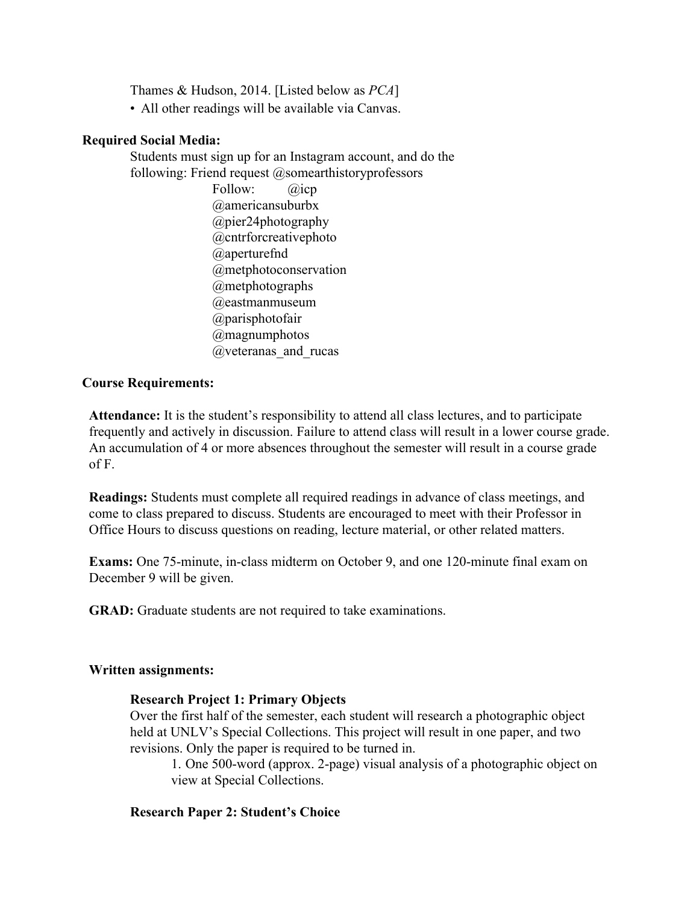Thames & Hudson, 2014. [Listed below as *PCA*]

- All other readings will be available via Canvas.

**Required Social Media:**

Students must sign up for an Instagram account, and do the following: Friend request @somearthistoryprofessors

Follow: @icp
@americansuburbx
@pier24photography
@cntrforcreativephoto
@aperturefnd
@metphotoconservation
@metphotographs
@eastmanmuseum
@parisphotofair
@magnumphotos
@veteranas_and_rucas

**Course Requirements:**

**Attendance:** It is the student's responsibility to attend all class lectures, and to participate frequently and actively in discussion. Failure to attend class will result in a lower course grade. An accumulation of 4 or more absences throughout the semester will result in a course grade of F.

**Readings:** Students must complete all required readings in advance of class meetings, and come to class prepared to discuss. Students are encouraged to meet with their Professor in Office Hours to discuss questions on reading, lecture material, or other related matters.

**Exams:** One 75-minute, in-class midterm on October 9, and one 120-minute final exam on December 9 will be given.

**GRAD:** Graduate students are not required to take examinations.

**Written assignments:**

**Research Project 1: Primary Objects**

Over the first half of the semester, each student will research a photographic object held at UNLV's Special Collections. This project will result in one paper, and two revisions. Only the paper is required to be turned in.

1. One 500-word (approx. 2-page) visual analysis of a photographic object on view at Special Collections.

**Research Paper 2: Student's Choice**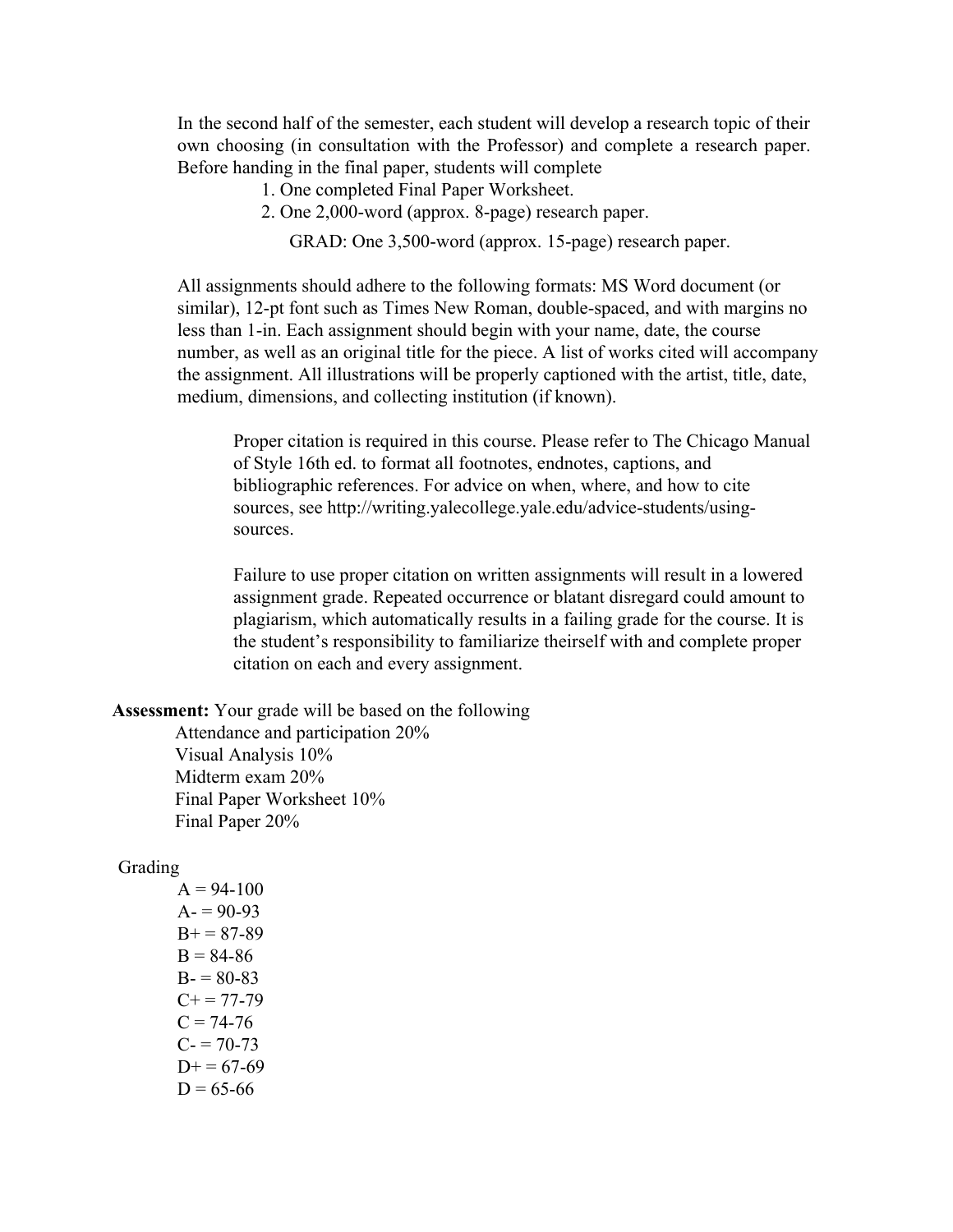In the second half of the semester, each student will develop a research topic of their own choosing (in consultation with the Professor) and complete a research paper. Before handing in the final paper, students will complete

1. One completed Final Paper Worksheet.
2. One 2,000-word (approx. 8-page) research paper.

   GRAD: One 3,500-word (approx. 15-page) research paper.

All assignments should adhere to the following formats: MS Word document (or similar), 12-pt font such as Times New Roman, double-spaced, and with margins no less than 1-in. Each assignment should begin with your name, date, the course number, as well as an original title for the piece. A list of works cited will accompany the assignment. All illustrations will be properly captioned with the artist, title, date, medium, dimensions, and collecting institution (if known).

> Proper citation is required in this course. Please refer to The Chicago Manual of Style 16th ed. to format all footnotes, endnotes, captions, and bibliographic references. For advice on when, where, and how to cite sources, see http://writing.yalecollege.yale.edu/advice-students/using-sources.
>
> Failure to use proper citation on written assignments will result in a lowered assignment grade. Repeated occurrence or blatant disregard could amount to plagiarism, which automatically results in a failing grade for the course. It is the student's responsibility to familiarize theirself with and complete proper citation on each and every assignment.

**Assessment:** Your grade will be based on the following

- Attendance and participation 20%
- Visual Analysis 10%
- Midterm exam 20%
- Final Paper Worksheet 10%
- Final Paper 20%

Grading

- A = 94-100
- A- = 90-93
- B+ = 87-89
- B = 84-86
- B- = 80-83
- C+ = 77-79
- C = 74-76
- C- = 70-73
- D+ = 67-69
- D = 65-66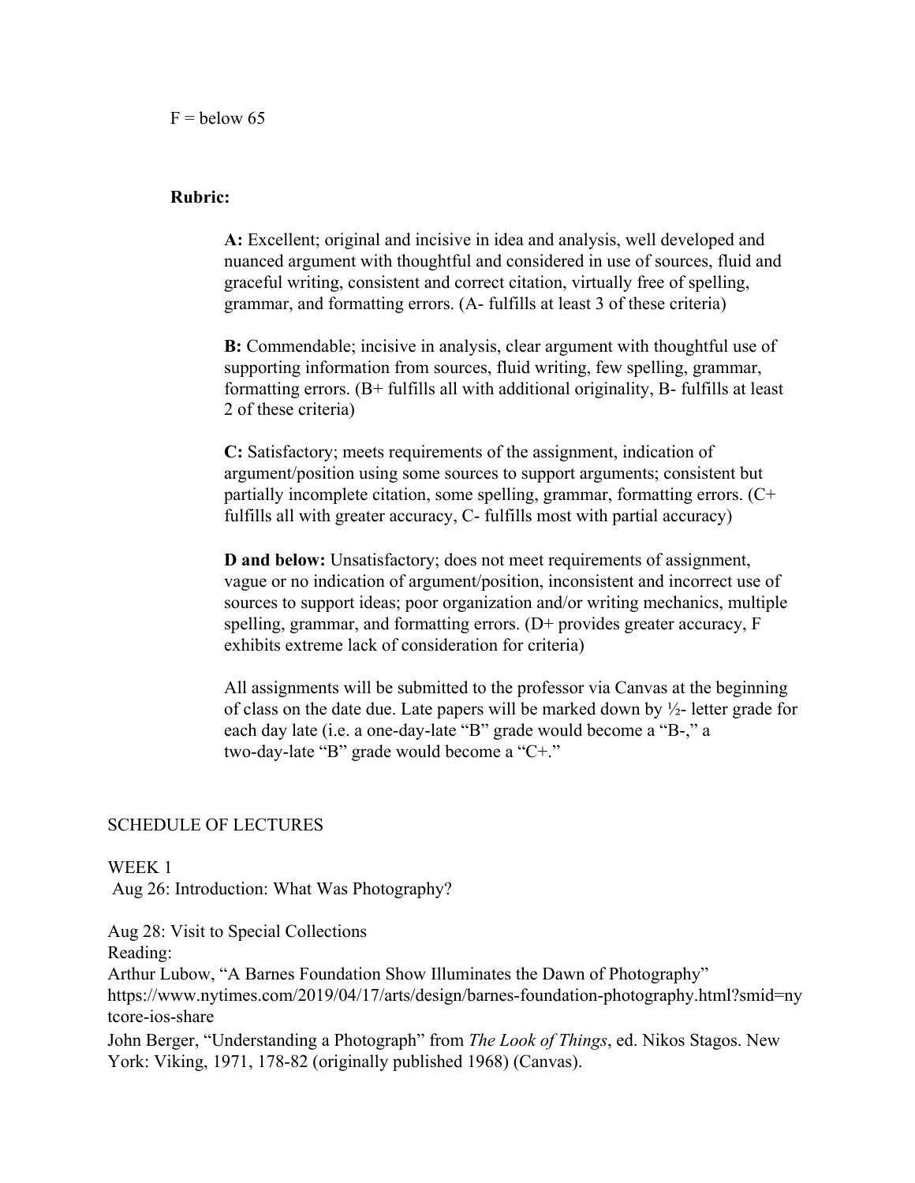F = below 65

**Rubric:**

**A:** Excellent; original and incisive in idea and analysis, well developed and nuanced argument with thoughtful and considered in use of sources, fluid and graceful writing, consistent and correct citation, virtually free of spelling, grammar, and formatting errors. (A- fulfills at least 3 of these criteria)

**B:** Commendable; incisive in analysis, clear argument with thoughtful use of supporting information from sources, fluid writing, few spelling, grammar, formatting errors. (B+ fulfills all with additional originality, B- fulfills at least 2 of these criteria)

**C:** Satisfactory; meets requirements of the assignment, indication of argument/position using some sources to support arguments; consistent but partially incomplete citation, some spelling, grammar, formatting errors. (C+ fulfills all with greater accuracy, C- fulfills most with partial accuracy)

**D and below:** Unsatisfactory; does not meet requirements of assignment, vague or no indication of argument/position, inconsistent and incorrect use of sources to support ideas; poor organization and/or writing mechanics, multiple spelling, grammar, and formatting errors. (D+ provides greater accuracy, F exhibits extreme lack of consideration for criteria)

All assignments will be submitted to the professor via Canvas at the beginning of class on the date due. Late papers will be marked down by ½- letter grade for each day late (i.e. a one-day-late "B" grade would become a "B-," a two-day-late "B" grade would become a "C+."

SCHEDULE OF LECTURES

WEEK 1

Aug 26: Introduction: What Was Photography?

Aug 28: Visit to Special Collections

Reading:

Arthur Lubow, "A Barnes Foundation Show Illuminates the Dawn of Photography" https://www.nytimes.com/2019/04/17/arts/design/barnes-foundation-photography.html?smid=nytcore-ios-share

John Berger, "Understanding a Photograph" from *The Look of Things*, ed. Nikos Stagos. New York: Viking, 1971, 178-82 (originally published 1968) (Canvas).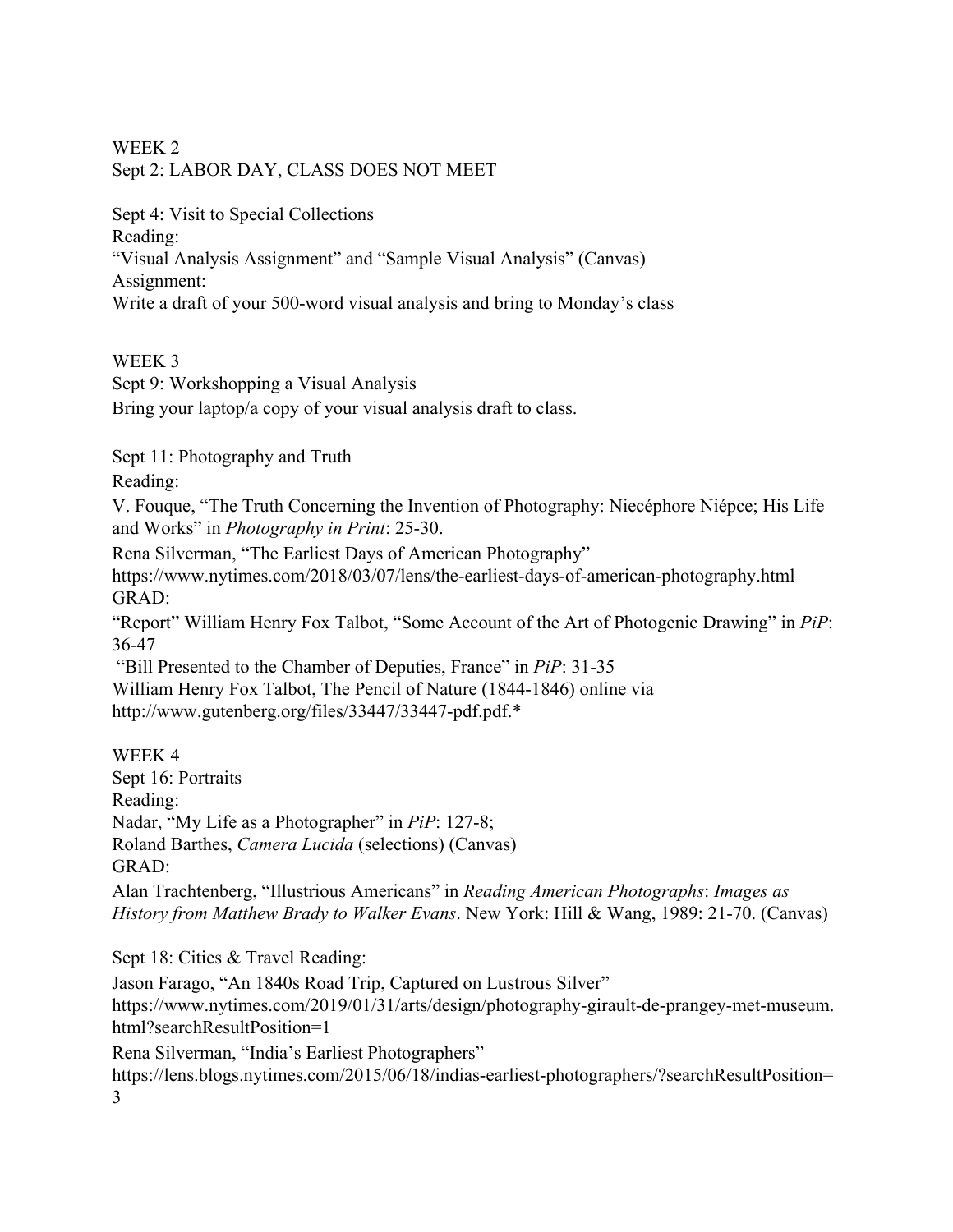WEEK 2
Sept 2: LABOR DAY, CLASS DOES NOT MEET

Sept 4: Visit to Special Collections
Reading:
"Visual Analysis Assignment" and "Sample Visual Analysis" (Canvas)
Assignment:
Write a draft of your 500-word visual analysis and bring to Monday's class

WEEK 3
Sept 9: Workshopping a Visual Analysis
Bring your laptop/a copy of your visual analysis draft to class.

Sept 11: Photography and Truth
Reading:
V. Fouque, "The Truth Concerning the Invention of Photography: Niecéphore Niépce; His Life and Works" in *Photography in Print*: 25-30.
Rena Silverman, "The Earliest Days of American Photography"
https://www.nytimes.com/2018/03/07/lens/the-earliest-days-of-american-photography.html
GRAD:
"Report" William Henry Fox Talbot, "Some Account of the Art of Photogenic Drawing" in *PiP*: 36-47
"Bill Presented to the Chamber of Deputies, France" in *PiP*: 31-35
William Henry Fox Talbot, The Pencil of Nature (1844-1846) online via http://www.gutenberg.org/files/33447/33447-pdf.pdf.*

WEEK 4
Sept 16: Portraits
Reading:
Nadar, "My Life as a Photographer" in *PiP*: 127-8;
Roland Barthes, *Camera Lucida* (selections) (Canvas)
GRAD:
Alan Trachtenberg, "Illustrious Americans" in *Reading American Photographs*: *Images as History from Matthew Brady to Walker Evans*. New York: Hill & Wang, 1989: 21-70. (Canvas)

Sept 18: Cities & Travel Reading:
Jason Farago, "An 1840s Road Trip, Captured on Lustrous Silver"
https://www.nytimes.com/2019/01/31/arts/design/photography-girault-de-prangey-met-museum.html?searchResultPosition=1
Rena Silverman, "India's Earliest Photographers"
https://lens.blogs.nytimes.com/2015/06/18/indias-earliest-photographers/?searchResultPosition=3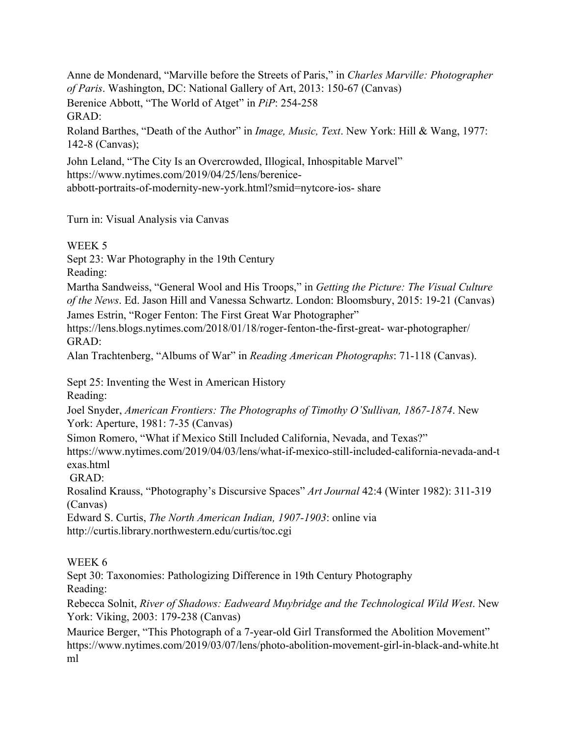Anne de Mondenard, "Marville before the Streets of Paris," in *Charles Marville: Photographer of Paris*. Washington, DC: National Gallery of Art, 2013: 150-67 (Canvas)

Berenice Abbott, "The World of Atget" in *PiP*: 254-258

GRAD:

Roland Barthes, "Death of the Author" in *Image, Music, Text*. New York: Hill & Wang, 1977: 142-8 (Canvas);

John Leland, "The City Is an Overcrowded, Illogical, Inhospitable Marvel" https://www.nytimes.com/2019/04/25/lens/berenice-abbott-portraits-of-modernity-new-york.html?smid=nytcore-ios- share

Turn in: Visual Analysis via Canvas

WEEK 5

Sept 23: War Photography in the 19th Century

Reading:

Martha Sandweiss, "General Wool and His Troops," in *Getting the Picture: The Visual Culture of the News*. Ed. Jason Hill and Vanessa Schwartz. London: Bloomsbury, 2015: 19-21 (Canvas)

James Estrin, "Roger Fenton: The First Great War Photographer" https://lens.blogs.nytimes.com/2018/01/18/roger-fenton-the-first-great- war-photographer/

GRAD:

Alan Trachtenberg, "Albums of War" in *Reading American Photographs*: 71-118 (Canvas).

Sept 25: Inventing the West in American History

Reading:

Joel Snyder, *American Frontiers: The Photographs of Timothy O'Sullivan, 1867-1874*. New York: Aperture, 1981: 7-35 (Canvas)

Simon Romero, "What if Mexico Still Included California, Nevada, and Texas?" https://www.nytimes.com/2019/04/03/lens/what-if-mexico-still-included-california-nevada-and-texas.html

GRAD:

Rosalind Krauss, "Photography's Discursive Spaces" *Art Journal* 42:4 (Winter 1982): 311-319 (Canvas)

Edward S. Curtis, *The North American Indian, 1907-1903*: online via http://curtis.library.northwestern.edu/curtis/toc.cgi

WEEK 6

Sept 30: Taxonomies: Pathologizing Difference in 19th Century Photography

Reading:

Rebecca Solnit, *River of Shadows: Eadweard Muybridge and the Technological Wild West*. New York: Viking, 2003: 179-238 (Canvas)

Maurice Berger, "This Photograph of a 7-year-old Girl Transformed the Abolition Movement" https://www.nytimes.com/2019/03/07/lens/photo-abolition-movement-girl-in-black-and-white.html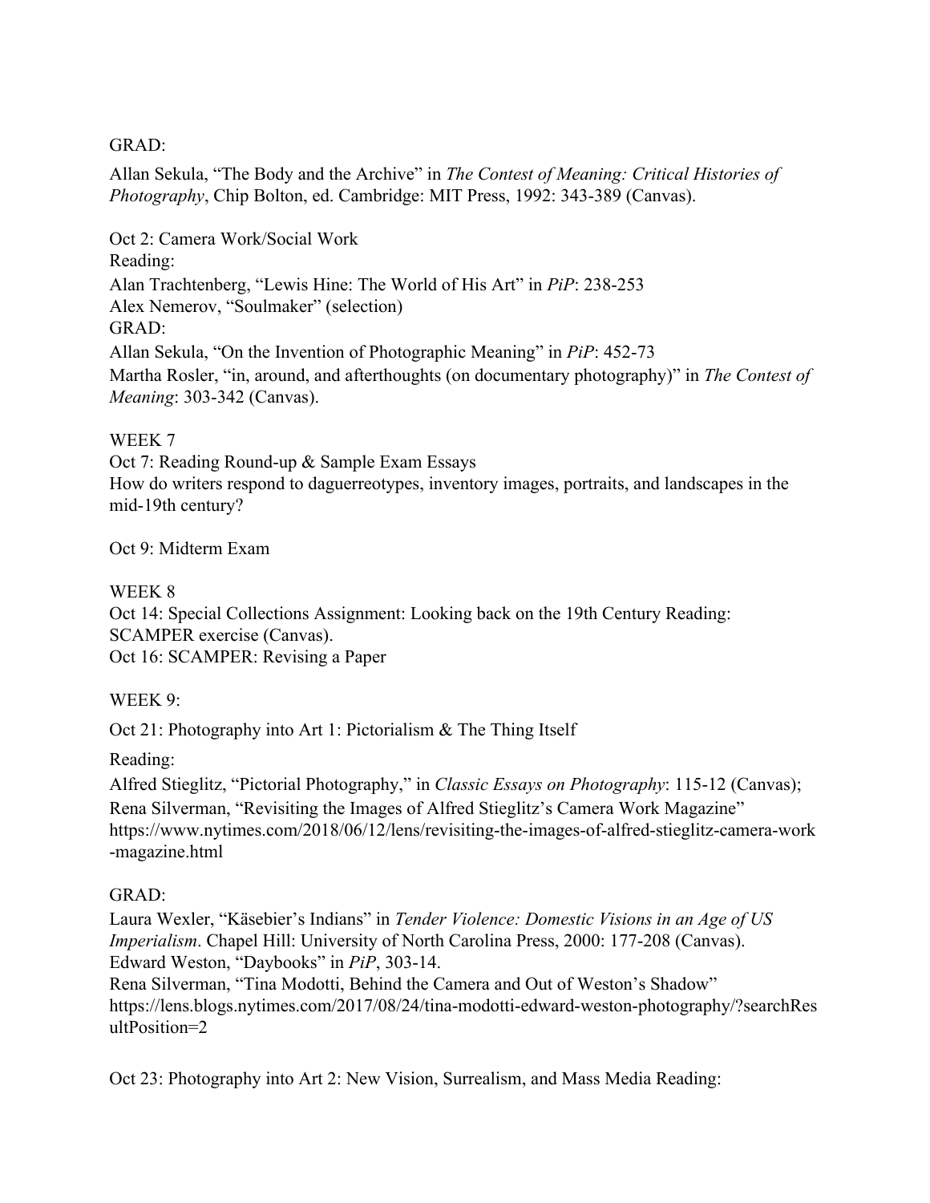GRAD:

Allan Sekula, "The Body and the Archive" in *The Contest of Meaning: Critical Histories of Photography*, Chip Bolton, ed. Cambridge: MIT Press, 1992: 343-389 (Canvas).

Oct 2: Camera Work/Social Work
Reading:
Alan Trachtenberg, "Lewis Hine: The World of His Art" in *PiP*: 238-253
Alex Nemerov, "Soulmaker" (selection)
GRAD:
Allan Sekula, "On the Invention of Photographic Meaning" in *PiP*: 452-73
Martha Rosler, "in, around, and afterthoughts (on documentary photography)" in *The Contest of Meaning*: 303-342 (Canvas).

WEEK 7
Oct 7: Reading Round-up & Sample Exam Essays
How do writers respond to daguerreotypes, inventory images, portraits, and landscapes in the mid-19th century?

Oct 9: Midterm Exam

WEEK 8
Oct 14: Special Collections Assignment: Looking back on the 19th Century Reading: SCAMPER exercise (Canvas).
Oct 16: SCAMPER: Revising a Paper

WEEK 9:

Oct 21: Photography into Art 1: Pictorialism & The Thing Itself

Reading:

Alfred Stieglitz, "Pictorial Photography," in *Classic Essays on Photography*: 115-12 (Canvas);
Rena Silverman, "Revisiting the Images of Alfred Stieglitz's Camera Work Magazine"
https://www.nytimes.com/2018/06/12/lens/revisiting-the-images-of-alfred-stieglitz-camera-work-magazine.html

GRAD:

Laura Wexler, "Käsebier's Indians" in *Tender Violence: Domestic Visions in an Age of US Imperialism*. Chapel Hill: University of North Carolina Press, 2000: 177-208 (Canvas).
Edward Weston, "Daybooks" in *PiP*, 303-14.
Rena Silverman, "Tina Modotti, Behind the Camera and Out of Weston's Shadow"
https://lens.blogs.nytimes.com/2017/08/24/tina-modotti-edward-weston-photography/?searchResultPosition=2

Oct 23: Photography into Art 2: New Vision, Surrealism, and Mass Media Reading: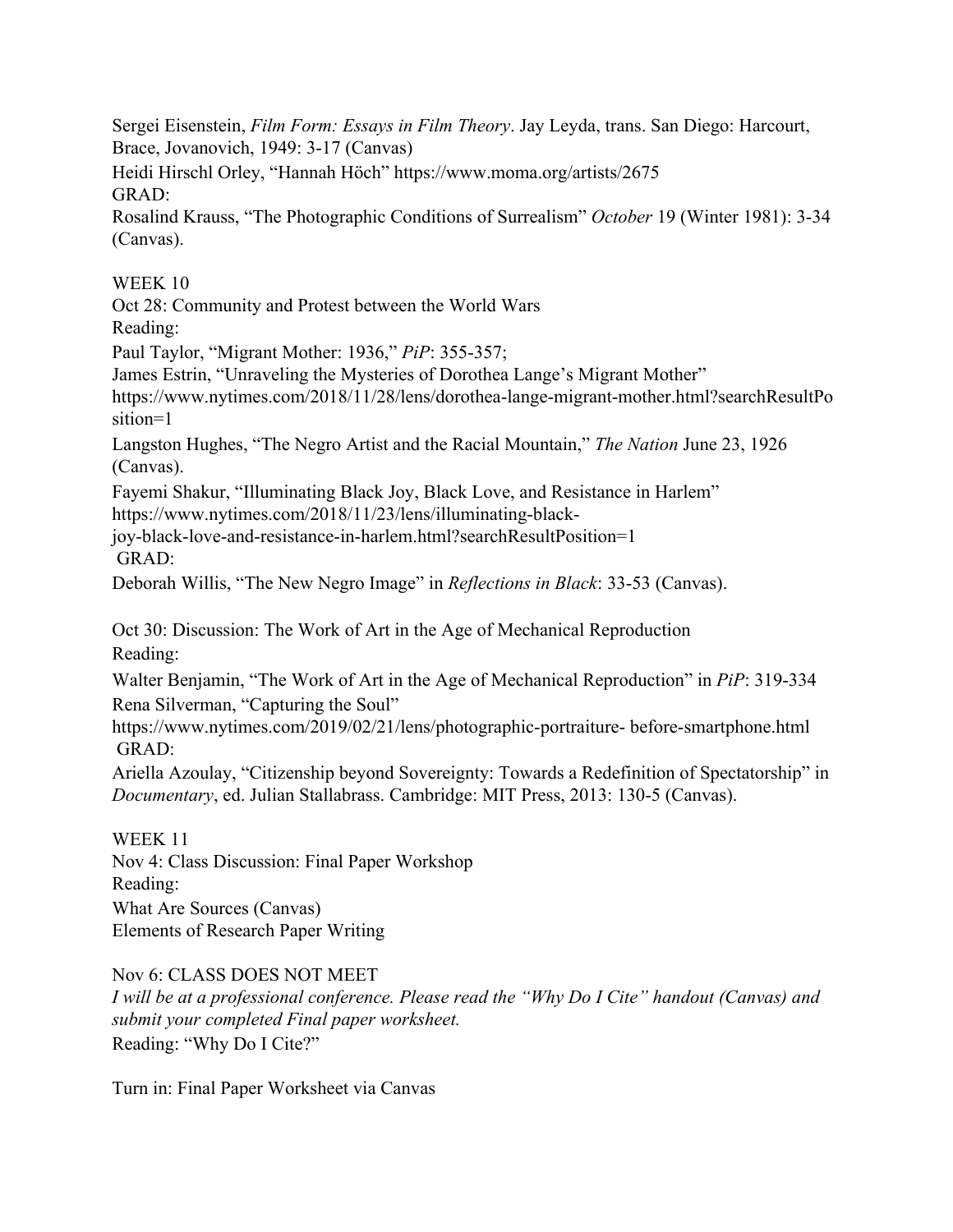Sergei Eisenstein, *Film Form: Essays in Film Theory*. Jay Leyda, trans. San Diego: Harcourt, Brace, Jovanovich, 1949: 3-17 (Canvas)

Heidi Hirschl Orley, "Hannah Höch" https://www.moma.org/artists/2675

GRAD:

Rosalind Krauss, "The Photographic Conditions of Surrealism" *October* 19 (Winter 1981): 3-34 (Canvas).

WEEK 10

Oct 28: Community and Protest between the World Wars

Reading:

Paul Taylor, "Migrant Mother: 1936," *PiP*: 355-357;

James Estrin, "Unraveling the Mysteries of Dorothea Lange's Migrant Mother" https://www.nytimes.com/2018/11/28/lens/dorothea-lange-migrant-mother.html?searchResultPosition=1

Langston Hughes, "The Negro Artist and the Racial Mountain," *The Nation* June 23, 1926 (Canvas).

Fayemi Shakur, "Illuminating Black Joy, Black Love, and Resistance in Harlem" https://www.nytimes.com/2018/11/23/lens/illuminating-black-joy-black-love-and-resistance-in-harlem.html?searchResultPosition=1

GRAD:

Deborah Willis, "The New Negro Image" in *Reflections in Black*: 33-53 (Canvas).

Oct 30: Discussion: The Work of Art in the Age of Mechanical Reproduction

Reading:

Walter Benjamin, "The Work of Art in the Age of Mechanical Reproduction" in *PiP*: 319-334

Rena Silverman, "Capturing the Soul" https://www.nytimes.com/2019/02/21/lens/photographic-portraiture- before-smartphone.html

GRAD:

Ariella Azoulay, "Citizenship beyond Sovereignty: Towards a Redefinition of Spectatorship" in *Documentary*, ed. Julian Stallabrass. Cambridge: MIT Press, 2013: 130-5 (Canvas).

WEEK 11

Nov 4: Class Discussion: Final Paper Workshop

Reading:

What Are Sources (Canvas)

Elements of Research Paper Writing

Nov 6: CLASS DOES NOT MEET

*I will be at a professional conference. Please read the "Why Do I Cite" handout (Canvas) and submit your completed Final paper worksheet.*

Reading: "Why Do I Cite?"

Turn in: Final Paper Worksheet via Canvas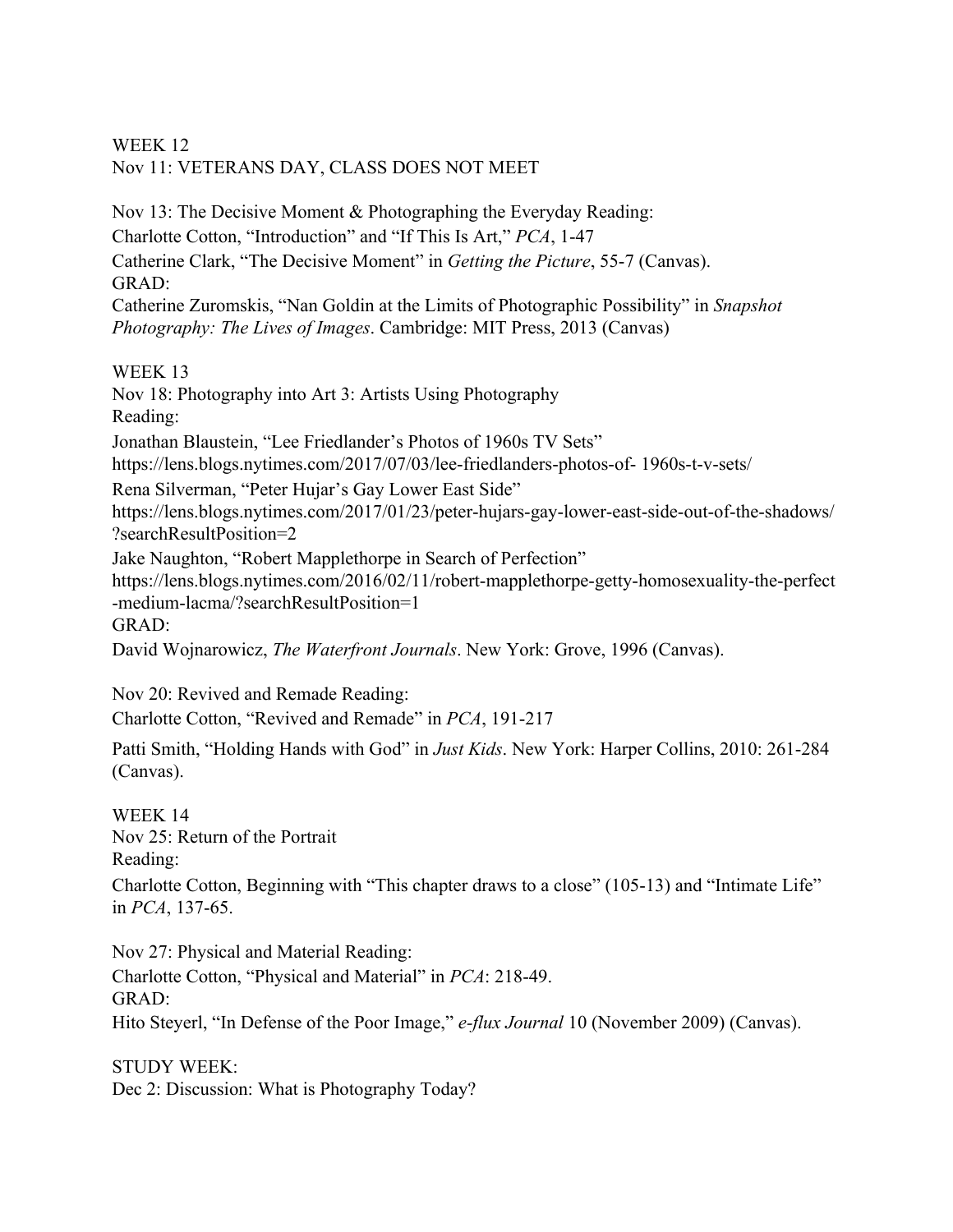WEEK 12
Nov 11: VETERANS DAY, CLASS DOES NOT MEET

Nov 13: The Decisive Moment & Photographing the Everyday Reading:
Charlotte Cotton, "Introduction" and "If This Is Art," *PCA*, 1-47
Catherine Clark, "The Decisive Moment" in *Getting the Picture*, 55-7 (Canvas).
GRAD:
Catherine Zuromskis, "Nan Goldin at the Limits of Photographic Possibility" in *Snapshot Photography: The Lives of Images*. Cambridge: MIT Press, 2013 (Canvas)

WEEK 13
Nov 18: Photography into Art 3: Artists Using Photography
Reading:
Jonathan Blaustein, "Lee Friedlander's Photos of 1960s TV Sets"
https://lens.blogs.nytimes.com/2017/07/03/lee-friedlanders-photos-of- 1960s-t-v-sets/
Rena Silverman, "Peter Hujar's Gay Lower East Side"
https://lens.blogs.nytimes.com/2017/01/23/peter-hujars-gay-lower-east-side-out-of-the-shadows/?searchResultPosition=2
Jake Naughton, "Robert Mapplethorpe in Search of Perfection"
https://lens.blogs.nytimes.com/2016/02/11/robert-mapplethorpe-getty-homosexuality-the-perfect-medium-lacma/?searchResultPosition=1
GRAD:
David Wojnarowicz, *The Waterfront Journals*. New York: Grove, 1996 (Canvas).

Nov 20: Revived and Remade Reading:
Charlotte Cotton, "Revived and Remade" in *PCA*, 191-217

Patti Smith, "Holding Hands with God" in *Just Kids*. New York: Harper Collins, 2010: 261-284 (Canvas).

WEEK 14
Nov 25: Return of the Portrait
Reading:
Charlotte Cotton, Beginning with "This chapter draws to a close" (105-13) and "Intimate Life" in *PCA*, 137-65.

Nov 27: Physical and Material Reading:
Charlotte Cotton, "Physical and Material" in *PCA*: 218-49.
GRAD:
Hito Steyerl, "In Defense of the Poor Image," *e-flux Journal* 10 (November 2009) (Canvas).

STUDY WEEK:
Dec 2: Discussion: What is Photography Today?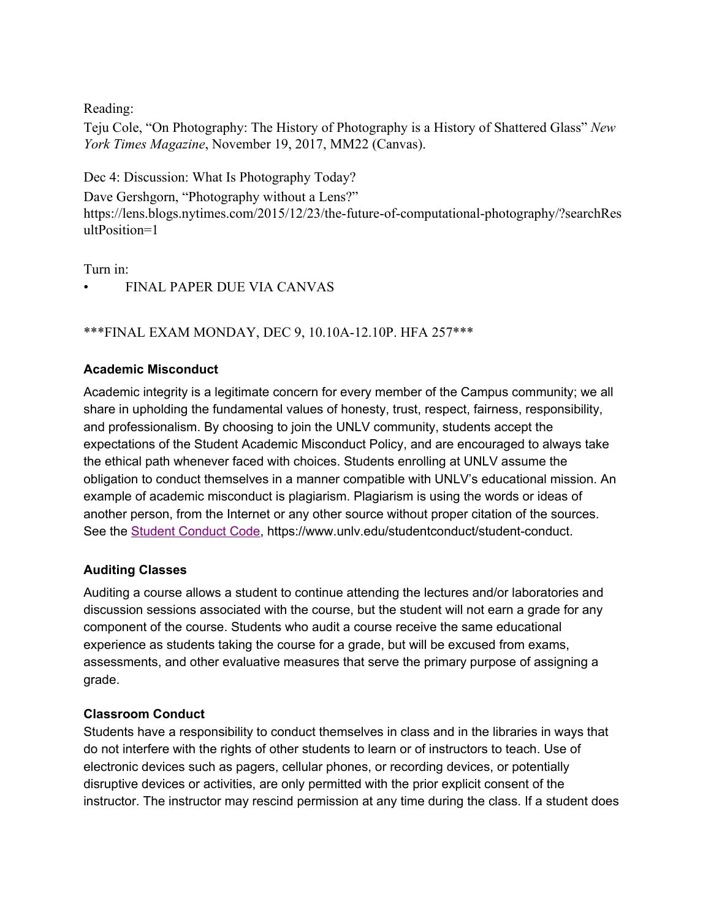Reading:
Teju Cole, "On Photography: The History of Photography is a History of Shattered Glass" *New York Times Magazine*, November 19, 2017, MM22 (Canvas).

Dec 4: Discussion: What Is Photography Today?
Dave Gershgorn, "Photography without a Lens?"
https://lens.blogs.nytimes.com/2015/12/23/the-future-of-computational-photography/?searchResultPosition=1

Turn in:

- FINAL PAPER DUE VIA CANVAS

***FINAL EXAM MONDAY, DEC 9, 10.10A-12.10P. HFA 257***

### Academic Misconduct

Academic integrity is a legitimate concern for every member of the Campus community; we all share in upholding the fundamental values of honesty, trust, respect, fairness, responsibility, and professionalism. By choosing to join the UNLV community, students accept the expectations of the Student Academic Misconduct Policy, and are encouraged to always take the ethical path whenever faced with choices. Students enrolling at UNLV assume the obligation to conduct themselves in a manner compatible with UNLV's educational mission. An example of academic misconduct is plagiarism. Plagiarism is using the words or ideas of another person, from the Internet or any other source without proper citation of the sources. See the Student Conduct Code, https://www.unlv.edu/studentconduct/student-conduct.

### Auditing Classes

Auditing a course allows a student to continue attending the lectures and/or laboratories and discussion sessions associated with the course, but the student will not earn a grade for any component of the course. Students who audit a course receive the same educational experience as students taking the course for a grade, but will be excused from exams, assessments, and other evaluative measures that serve the primary purpose of assigning a grade.

### Classroom Conduct

Students have a responsibility to conduct themselves in class and in the libraries in ways that do not interfere with the rights of other students to learn or of instructors to teach. Use of electronic devices such as pagers, cellular phones, or recording devices, or potentially disruptive devices or activities, are only permitted with the prior explicit consent of the instructor. The instructor may rescind permission at any time during the class. If a student does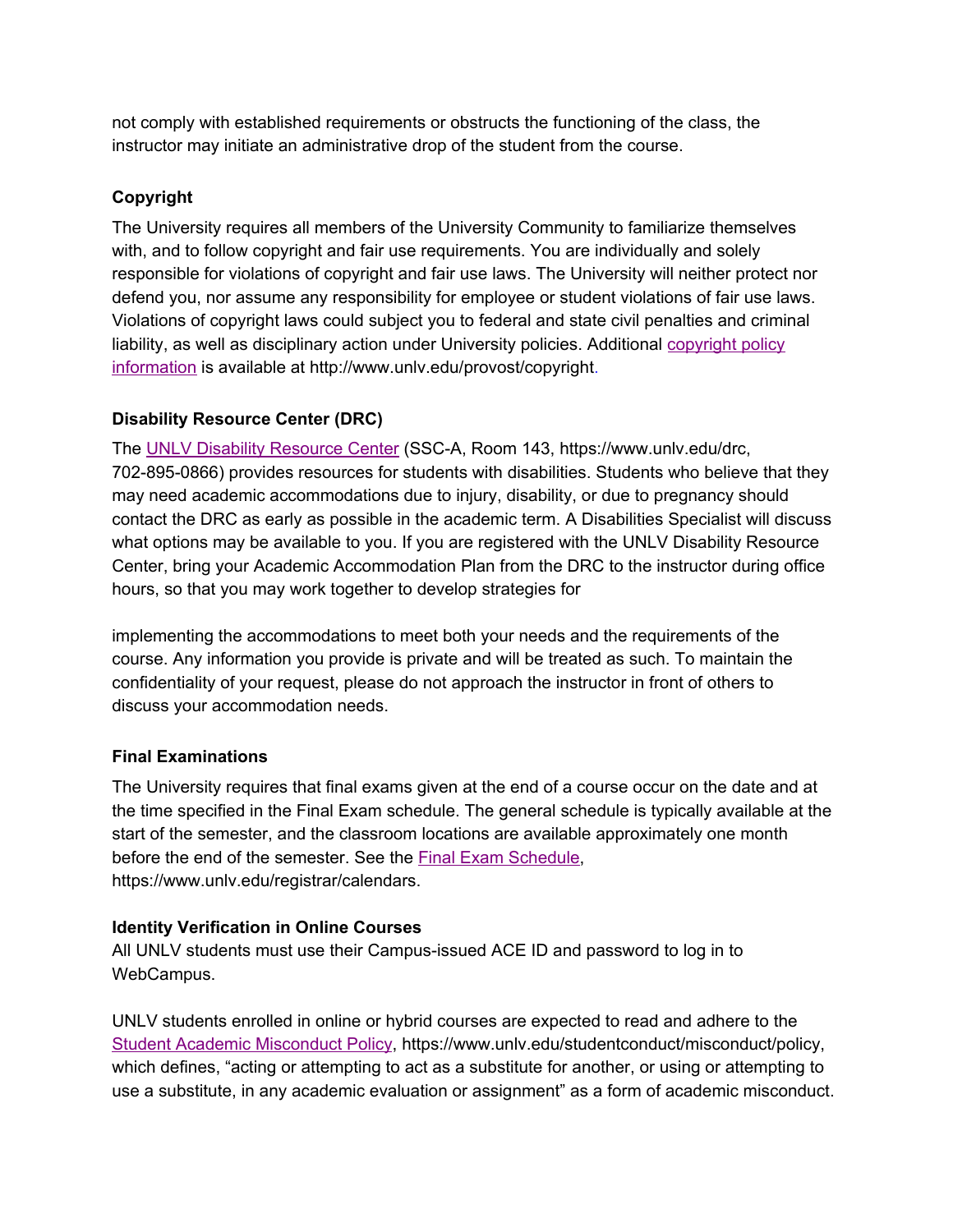not comply with established requirements or obstructs the functioning of the class, the instructor may initiate an administrative drop of the student from the course.

**Copyright**

The University requires all members of the University Community to familiarize themselves with, and to follow copyright and fair use requirements. You are individually and solely responsible for violations of copyright and fair use laws. The University will neither protect nor defend you, nor assume any responsibility for employee or student violations of fair use laws. Violations of copyright laws could subject you to federal and state civil penalties and criminal liability, as well as disciplinary action under University policies. Additional copyright policy information is available at http://www.unlv.edu/provost/copyright.

**Disability Resource Center (DRC)**

The UNLV Disability Resource Center (SSC-A, Room 143, https://www.unlv.edu/drc, 702-895-0866) provides resources for students with disabilities. Students who believe that they may need academic accommodations due to injury, disability, or due to pregnancy should contact the DRC as early as possible in the academic term. A Disabilities Specialist will discuss what options may be available to you. If you are registered with the UNLV Disability Resource Center, bring your Academic Accommodation Plan from the DRC to the instructor during office hours, so that you may work together to develop strategies for implementing the accommodations to meet both your needs and the requirements of the course. Any information you provide is private and will be treated as such. To maintain the confidentiality of your request, please do not approach the instructor in front of others to discuss your accommodation needs.

**Final Examinations**

The University requires that final exams given at the end of a course occur on the date and at the time specified in the Final Exam schedule. The general schedule is typically available at the start of the semester, and the classroom locations are available approximately one month before the end of the semester. See the Final Exam Schedule, https://www.unlv.edu/registrar/calendars.

**Identity Verification in Online Courses**

All UNLV students must use their Campus-issued ACE ID and password to log in to WebCampus.

UNLV students enrolled in online or hybrid courses are expected to read and adhere to the Student Academic Misconduct Policy, https://www.unlv.edu/studentconduct/misconduct/policy, which defines, "acting or attempting to act as a substitute for another, or using or attempting to use a substitute, in any academic evaluation or assignment" as a form of academic misconduct.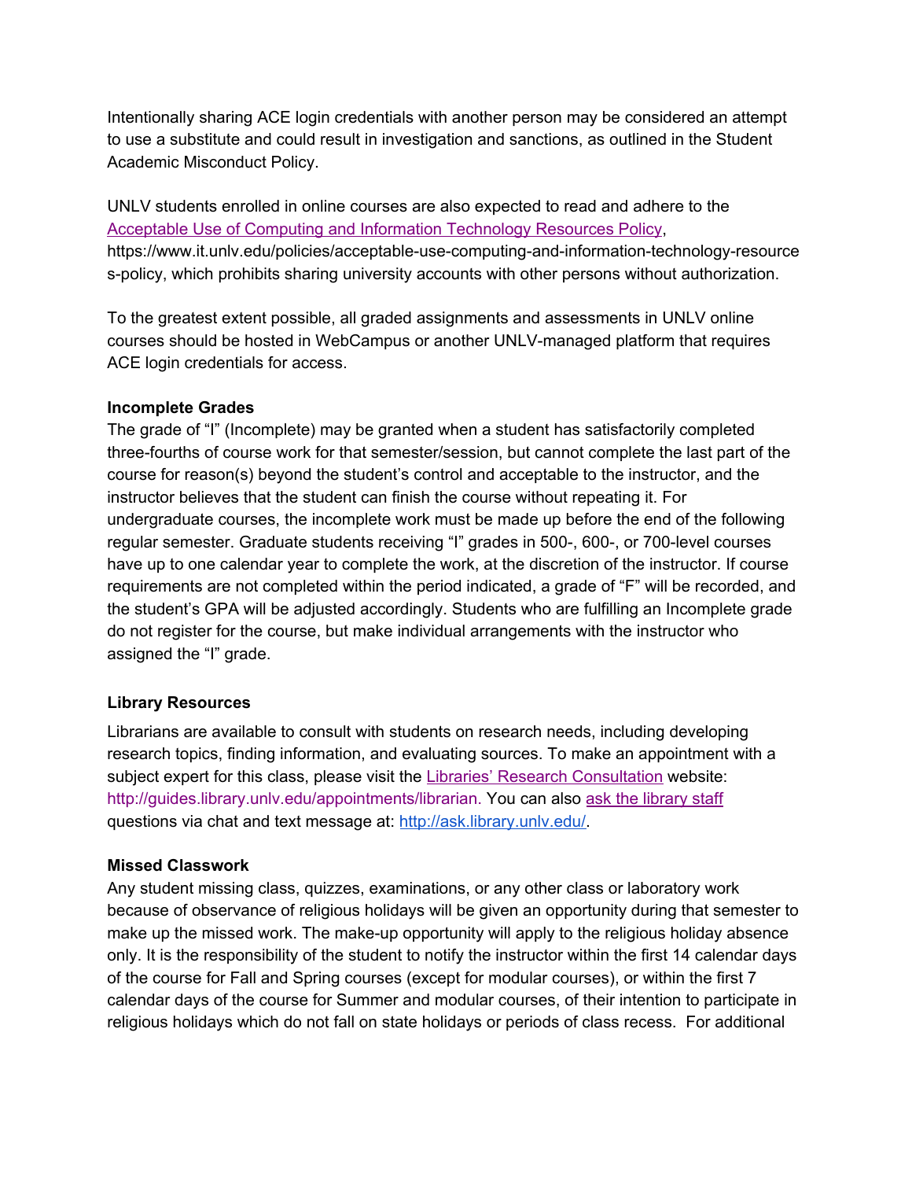Intentionally sharing ACE login credentials with another person may be considered an attempt to use a substitute and could result in investigation and sanctions, as outlined in the Student Academic Misconduct Policy.

UNLV students enrolled in online courses are also expected to read and adhere to the [Acceptable Use of Computing and Information Technology Resources Policy](https://www.it.unlv.edu/policies/acceptable-use-computing-and-information-technology-resources-policy), https://www.it.unlv.edu/policies/acceptable-use-computing-and-information-technology-resources-policy, which prohibits sharing university accounts with other persons without authorization.

To the greatest extent possible, all graded assignments and assessments in UNLV online courses should be hosted in WebCampus or another UNLV-managed platform that requires ACE login credentials for access.

**Incomplete Grades**

The grade of "I" (Incomplete) may be granted when a student has satisfactorily completed three-fourths of course work for that semester/session, but cannot complete the last part of the course for reason(s) beyond the student's control and acceptable to the instructor, and the instructor believes that the student can finish the course without repeating it. For undergraduate courses, the incomplete work must be made up before the end of the following regular semester. Graduate students receiving "I" grades in 500-, 600-, or 700-level courses have up to one calendar year to complete the work, at the discretion of the instructor. If course requirements are not completed within the period indicated, a grade of "F" will be recorded, and the student's GPA will be adjusted accordingly. Students who are fulfilling an Incomplete grade do not register for the course, but make individual arrangements with the instructor who assigned the "I" grade.

**Library Resources**

Librarians are available to consult with students on research needs, including developing research topics, finding information, and evaluating sources. To make an appointment with a subject expert for this class, please visit the [Libraries' Research Consultation](http://guides.library.unlv.edu/appointments/librarian) website: http://guides.library.unlv.edu/appointments/librarian. You can also [ask the library staff](http://ask.library.unlv.edu/) questions via chat and text message at: [http://ask.library.unlv.edu/](http://ask.library.unlv.edu/).

**Missed Classwork**

Any student missing class, quizzes, examinations, or any other class or laboratory work because of observance of religious holidays will be given an opportunity during that semester to make up the missed work. The make-up opportunity will apply to the religious holiday absence only. It is the responsibility of the student to notify the instructor within the first 14 calendar days of the course for Fall and Spring courses (except for modular courses), or within the first 7 calendar days of the course for Summer and modular courses, of their intention to participate in religious holidays which do not fall on state holidays or periods of class recess. For additional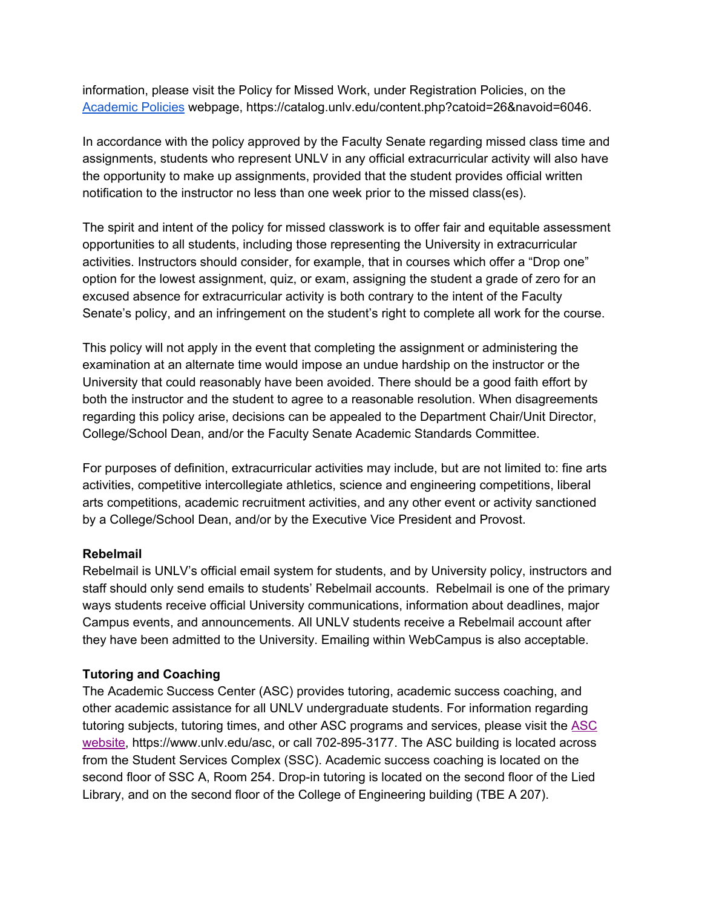information, please visit the Policy for Missed Work, under Registration Policies, on the [Academic Policies](https://catalog.unlv.edu/content.php?catoid=26&navoid=6046) webpage, https://catalog.unlv.edu/content.php?catoid=26&navoid=6046.

In accordance with the policy approved by the Faculty Senate regarding missed class time and assignments, students who represent UNLV in any official extracurricular activity will also have the opportunity to make up assignments, provided that the student provides official written notification to the instructor no less than one week prior to the missed class(es).

The spirit and intent of the policy for missed classwork is to offer fair and equitable assessment opportunities to all students, including those representing the University in extracurricular activities. Instructors should consider, for example, that in courses which offer a "Drop one" option for the lowest assignment, quiz, or exam, assigning the student a grade of zero for an excused absence for extracurricular activity is both contrary to the intent of the Faculty Senate's policy, and an infringement on the student's right to complete all work for the course.

This policy will not apply in the event that completing the assignment or administering the examination at an alternate time would impose an undue hardship on the instructor or the University that could reasonably have been avoided. There should be a good faith effort by both the instructor and the student to agree to a reasonable resolution. When disagreements regarding this policy arise, decisions can be appealed to the Department Chair/Unit Director, College/School Dean, and/or the Faculty Senate Academic Standards Committee.

For purposes of definition, extracurricular activities may include, but are not limited to: fine arts activities, competitive intercollegiate athletics, science and engineering competitions, liberal arts competitions, academic recruitment activities, and any other event or activity sanctioned by a College/School Dean, and/or by the Executive Vice President and Provost.

**Rebelmail**

Rebelmail is UNLV's official email system for students, and by University policy, instructors and staff should only send emails to students' Rebelmail accounts. Rebelmail is one of the primary ways students receive official University communications, information about deadlines, major Campus events, and announcements. All UNLV students receive a Rebelmail account after they have been admitted to the University. Emailing within WebCampus is also acceptable.

**Tutoring and Coaching**

The Academic Success Center (ASC) provides tutoring, academic success coaching, and other academic assistance for all UNLV undergraduate students. For information regarding tutoring subjects, tutoring times, and other ASC programs and services, please visit the [ASC website](https://www.unlv.edu/asc), https://www.unlv.edu/asc, or call 702-895-3177. The ASC building is located across from the Student Services Complex (SSC). Academic success coaching is located on the second floor of SSC A, Room 254. Drop-in tutoring is located on the second floor of the Lied Library, and on the second floor of the College of Engineering building (TBE A 207).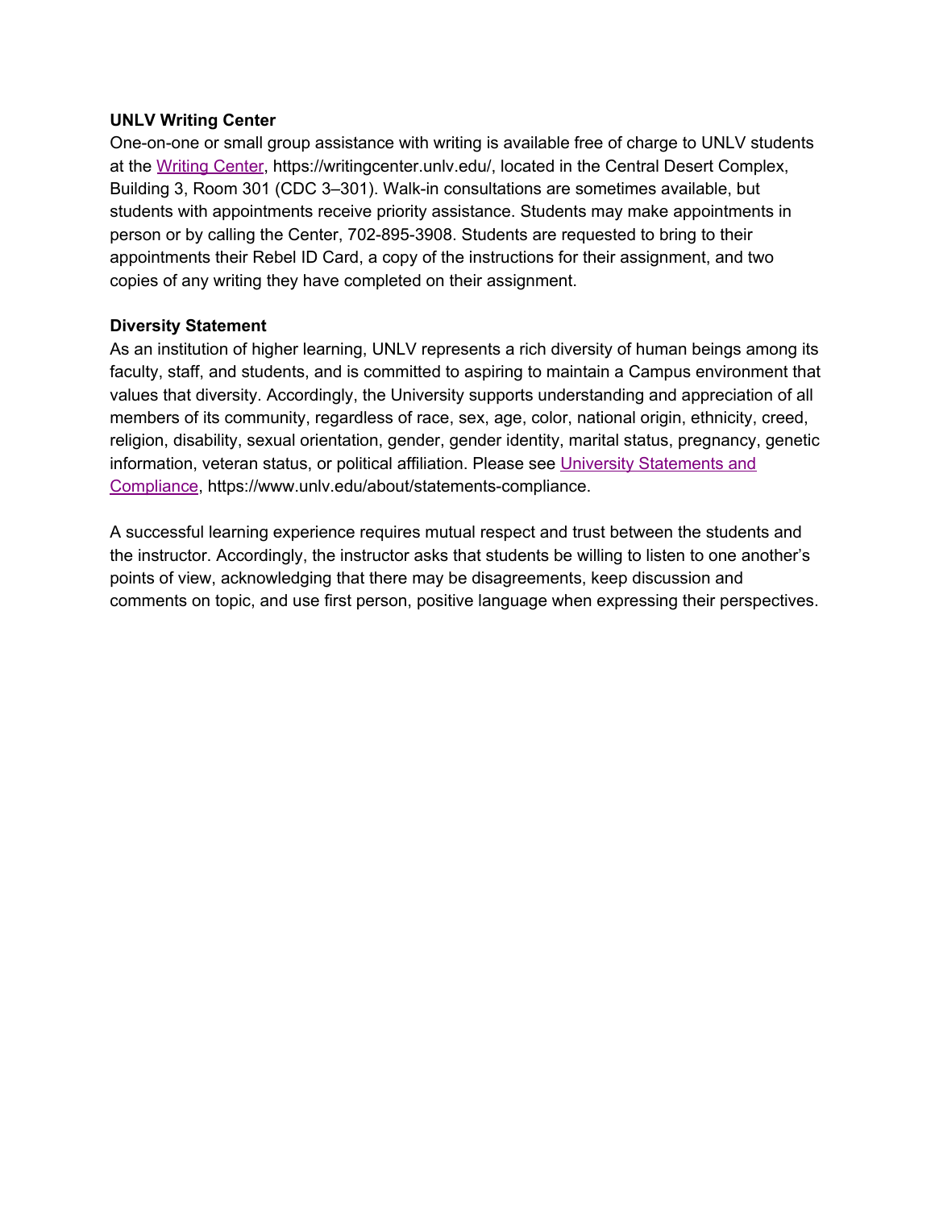**UNLV Writing Center**

One-on-one or small group assistance with writing is available free of charge to UNLV students at the [Writing Center](https://writingcenter.unlv.edu/), https://writingcenter.unlv.edu/, located in the Central Desert Complex, Building 3, Room 301 (CDC 3–301). Walk-in consultations are sometimes available, but students with appointments receive priority assistance. Students may make appointments in person or by calling the Center, 702-895-3908. Students are requested to bring to their appointments their Rebel ID Card, a copy of the instructions for their assignment, and two copies of any writing they have completed on their assignment.

**Diversity Statement**

As an institution of higher learning, UNLV represents a rich diversity of human beings among its faculty, staff, and students, and is committed to aspiring to maintain a Campus environment that values that diversity. Accordingly, the University supports understanding and appreciation of all members of its community, regardless of race, sex, age, color, national origin, ethnicity, creed, religion, disability, sexual orientation, gender, gender identity, marital status, pregnancy, genetic information, veteran status, or political affiliation. Please see [University Statements and Compliance](https://www.unlv.edu/about/statements-compliance), https://www.unlv.edu/about/statements-compliance.

A successful learning experience requires mutual respect and trust between the students and the instructor. Accordingly, the instructor asks that students be willing to listen to one another's points of view, acknowledging that there may be disagreements, keep discussion and comments on topic, and use first person, positive language when expressing their perspectives.